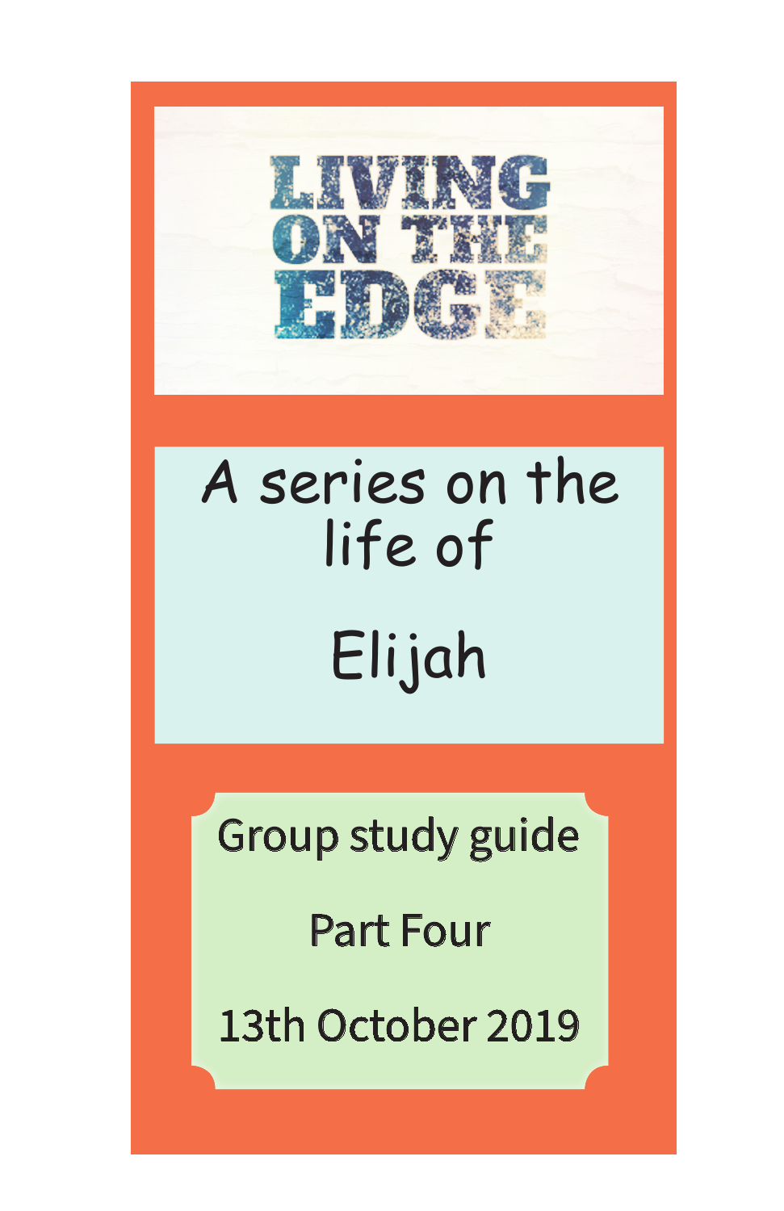# LIVING ON THE EDGE

A series on the life of

Elijah

Group study guide

Part Four

13th October 2019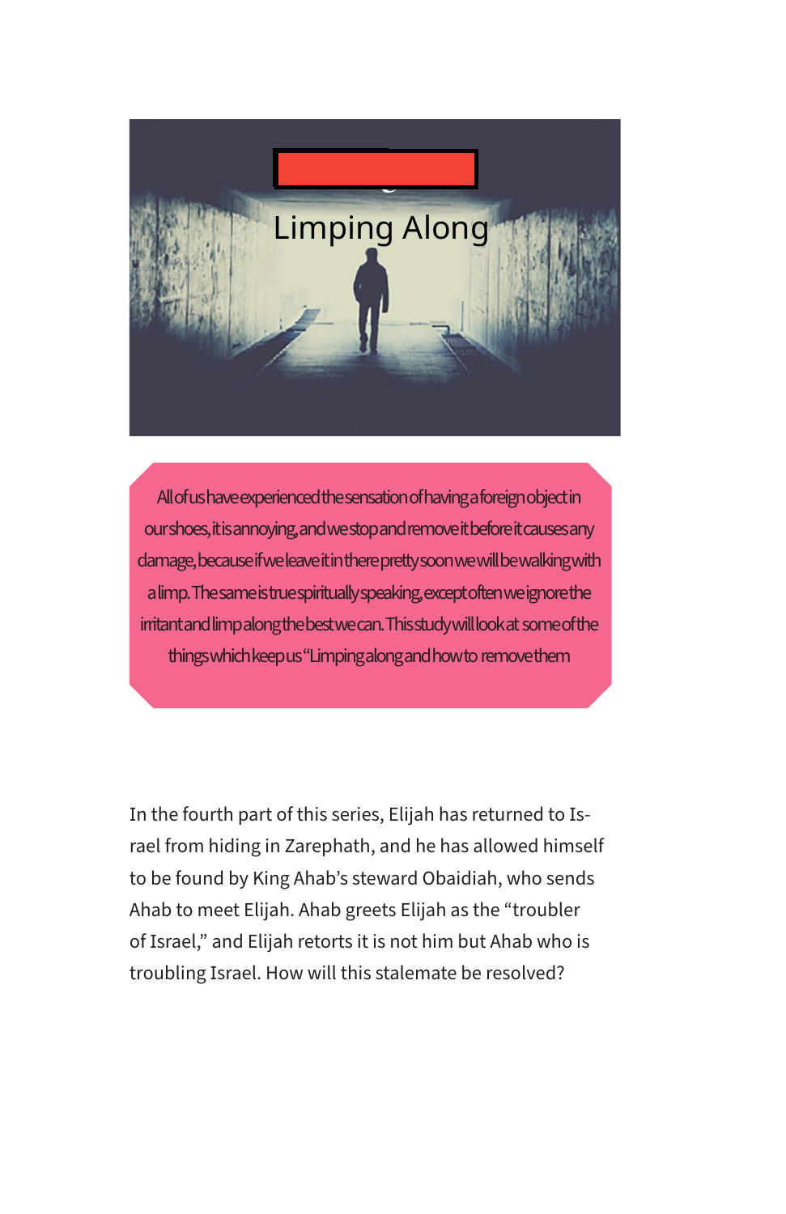# Limping Along

All of us have experienced the sensation of having a foreign object in our shoes, it is annoying, and we stop and remove it before it causes any damage, because if we leave it in there pretty soon we will be walking with a limp. The same is true spiritually speaking, except often we ignore the irritant and limp along the best we can. This study will look at some of the things which keep us "Limping along and how to remove them

In the fourth part of this series, Elijah has returned to Israel from hiding in Zarephath, and he has allowed himself to be found by King Ahab's steward Obaidiah, who sends Ahab to meet Elijah. Ahab greets Elijah as the "troubler of Israel," and Elijah retorts it is not him but Ahab who is troubling Israel. How will this stalemate be resolved?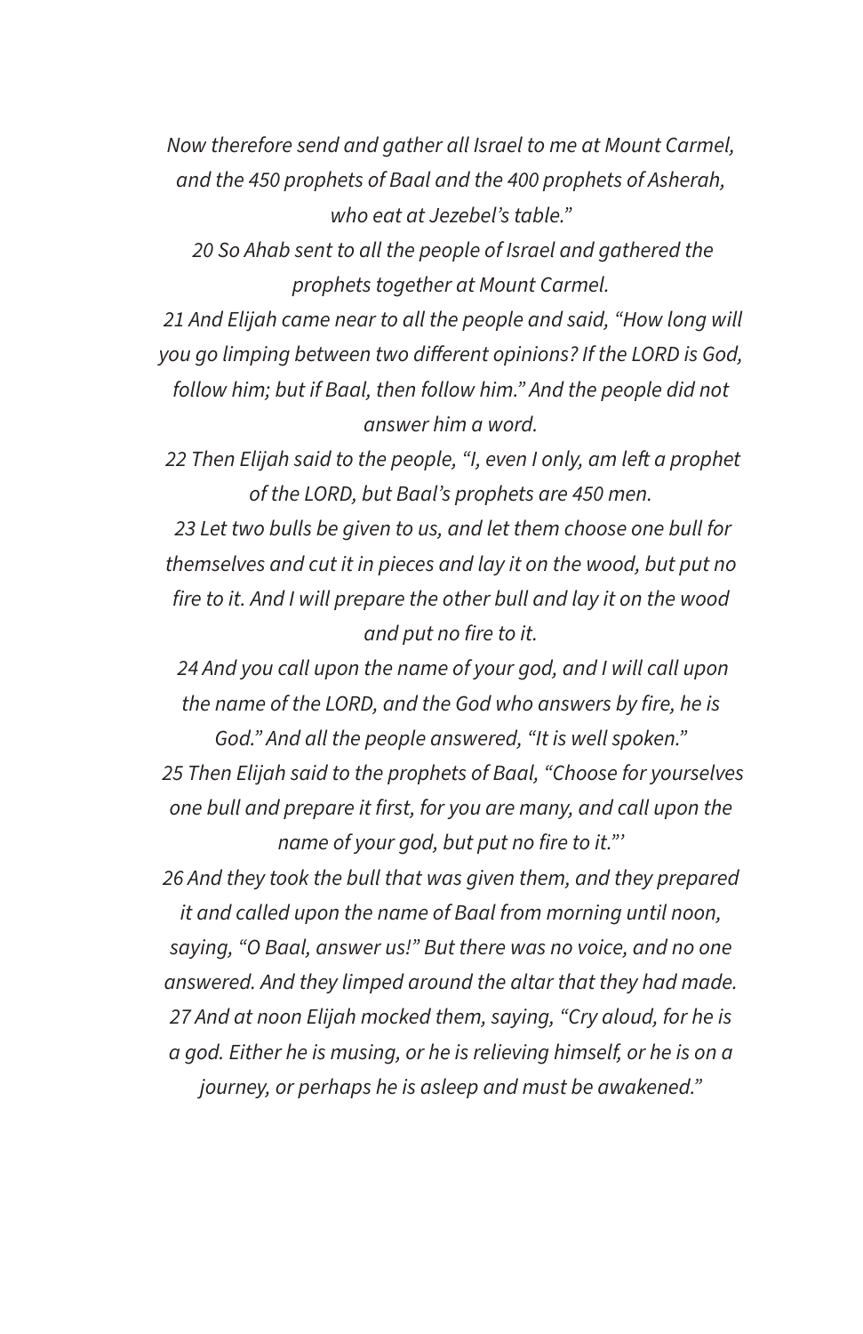*Now therefore send and gather all Israel to me at Mount Carmel, and the 450 prophets of Baal and the 400 prophets of Asherah, who eat at Jezebel's table."*

*20 So Ahab sent to all the people of Israel and gathered the prophets together at Mount Carmel.*

*21 And Elijah came near to all the people and said, "How long will you go limping between two different opinions? If the LORD is God, follow him; but if Baal, then follow him." And the people did not answer him a word.*

*22 Then Elijah said to the people, "I, even I only, am left a prophet of the LORD, but Baal's prophets are 450 men.*

*23 Let two bulls be given to us, and let them choose one bull for themselves and cut it in pieces and lay it on the wood, but put no fire to it. And I will prepare the other bull and lay it on the wood and put no fire to it.*

*24 And you call upon the name of your god, and I will call upon the name of the LORD, and the God who answers by fire, he is God." And all the people answered, "It is well spoken."*

*25 Then Elijah said to the prophets of Baal, "Choose for yourselves one bull and prepare it first, for you are many, and call upon the name of your god, but put no fire to it."'*

*26 And they took the bull that was given them, and they prepared it and called upon the name of Baal from morning until noon, saying, "O Baal, answer us!" But there was no voice, and no one answered. And they limped around the altar that they had made.*

*27 And at noon Elijah mocked them, saying, "Cry aloud, for he is a god. Either he is musing, or he is relieving himself, or he is on a journey, or perhaps he is asleep and must be awakened."*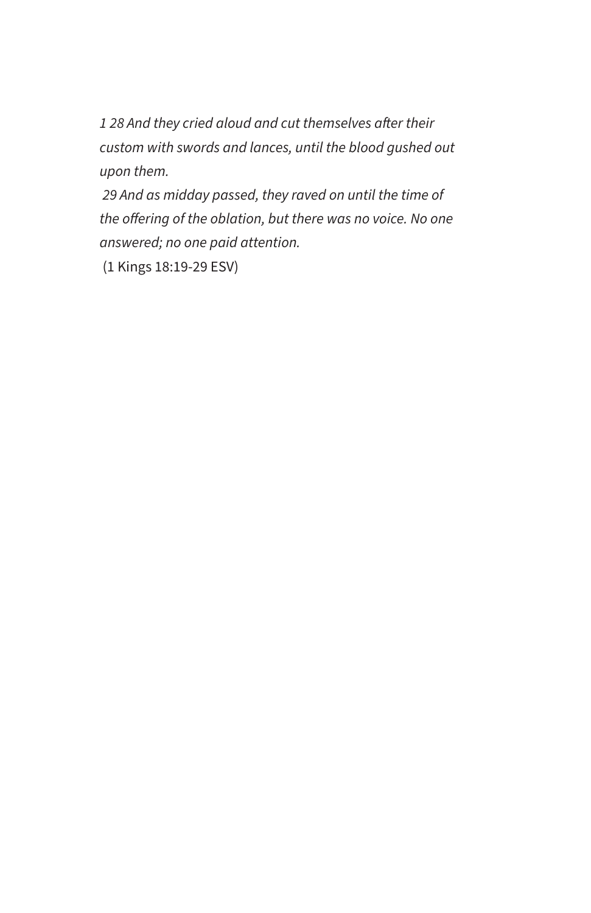*1 28 And they cried aloud and cut themselves after their custom with swords and lances, until the blood gushed out upon them.*

*29 And as midday passed, they raved on until the time of the offering of the oblation, but there was no voice. No one answered; no one paid attention.*

(1 Kings 18:19-29 ESV)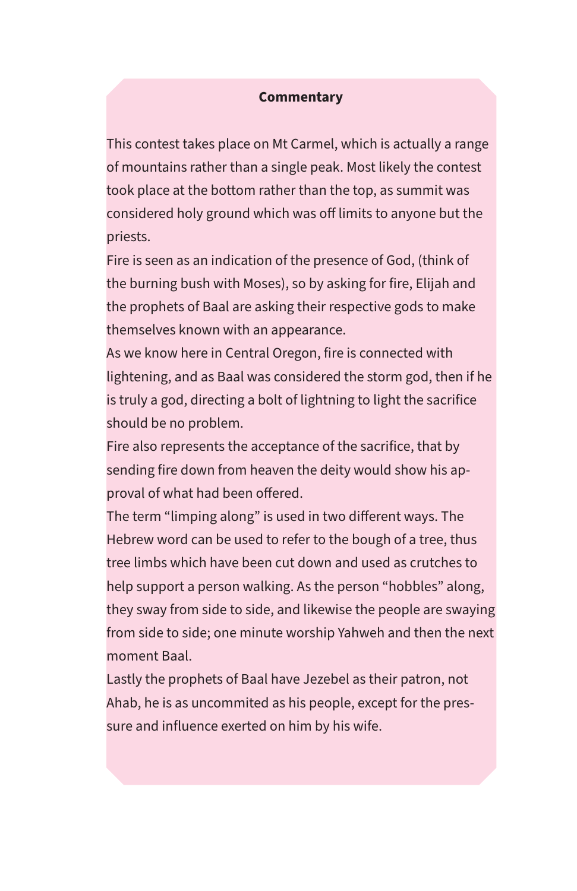**Commentary**

This contest takes place on Mt Carmel, which is actually a range of mountains rather than a single peak. Most likely the contest took place at the bottom rather than the top, as summit was considered holy ground which was off limits to anyone but the priests.

Fire is seen as an indication of the presence of God, (think of the burning bush with Moses), so by asking for fire, Elijah and the prophets of Baal are asking their respective gods to make themselves known with an appearance.

As we know here in Central Oregon, fire is connected with lightening, and as Baal was considered the storm god, then if he is truly a god, directing a bolt of lightning to light the sacrifice should be no problem.

Fire also represents the acceptance of the sacrifice, that by sending fire down from heaven the deity would show his approval of what had been offered.

The term “limping along” is used in two different ways. The Hebrew word can be used to refer to the bough of a tree, thus tree limbs which have been cut down and used as crutches to help support a person walking. As the person “hobbles” along, they sway from side to side, and likewise the people are swaying from side to side; one minute worship Yahweh and then the next moment Baal.

Lastly the prophets of Baal have Jezebel as their patron, not Ahab, he is as uncommited as his people, except for the pressure and influence exerted on him by his wife.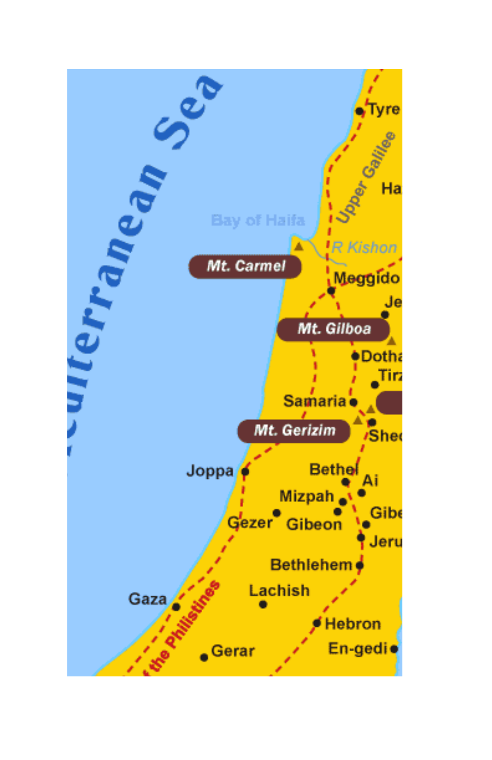Mediterranean Sea

Tyre

Upper Galilee

Ha

Bay of Haifa

R Kishon

Mt. Carmel

Meggido

Je

Mt. Gilboa

Dotha

Tirz

Samaria

Mt. Gerizim

Shec

Joppa

Bethel

Ai

Mizpah

Gezer

Gibeon

Gibe

Jeru

Bethlehem

Lachish

Gaza

the Philistines

Hebron

Gerar

En-gedi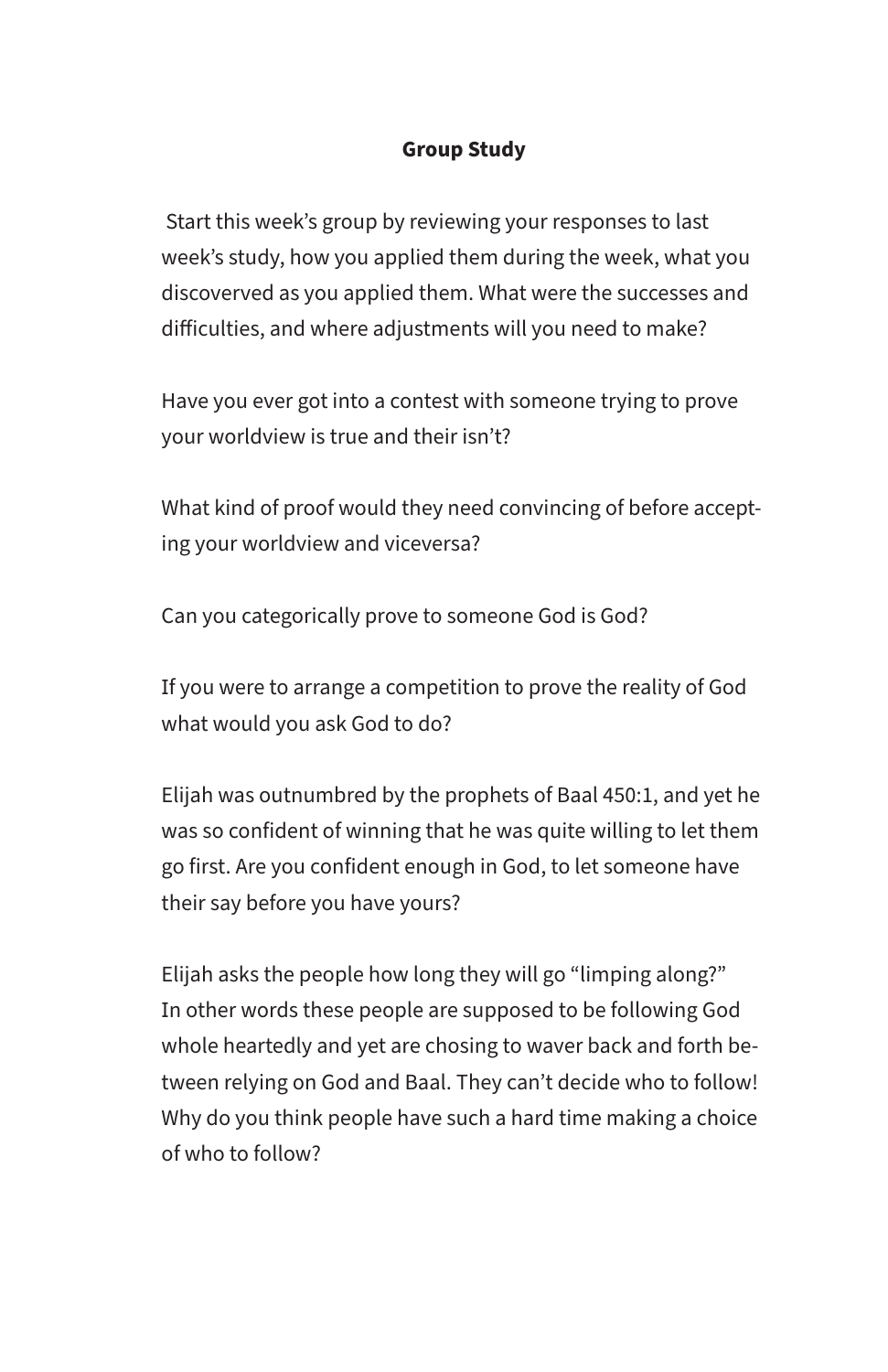## Group Study

Start this week's group by reviewing your responses to last week's study, how you applied them during the week, what you discoverved as you applied them. What were the successes and difficulties, and where adjustments will you need to make?

Have you ever got into a contest with someone trying to prove your worldview is true and their isn't?

What kind of proof would they need convincing of before accepting your worldview and viceversa?

Can you categorically prove to someone God is God?

If you were to arrange a competition to prove the reality of God what would you ask God to do?

Elijah was outnumbred by the prophets of Baal 450:1, and yet he was so confident of winning that he was quite willing to let them go first. Are you confident enough in God, to let someone have their say before you have yours?

Elijah asks the people how long they will go "limping along?" In other words these people are supposed to be following God whole heartedly and yet are chosing to waver back and forth between relying on God and Baal. They can't decide who to follow! Why do you think people have such a hard time making a choice of who to follow?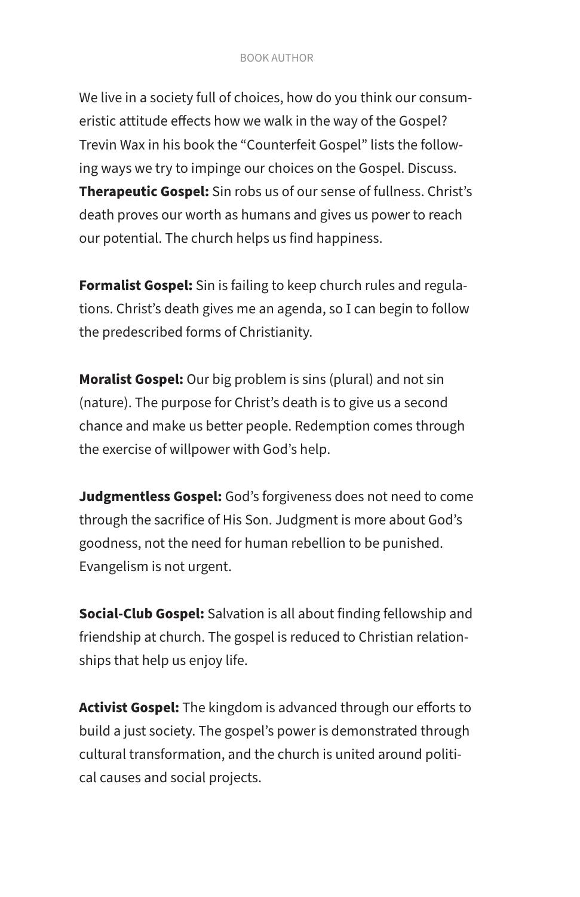We live in a society full of choices, how do you think our consumeristic attitude effects how we walk in the way of the Gospel? Trevin Wax in his book the "Counterfeit Gospel" lists the following ways we try to impinge our choices on the Gospel. Discuss.
**Therapeutic Gospel:** Sin robs us of our sense of fullness. Christ's death proves our worth as humans and gives us power to reach our potential. The church helps us find happiness.

**Formalist Gospel:** Sin is failing to keep church rules and regulations. Christ's death gives me an agenda, so I can begin to follow the predescribed forms of Christianity.

**Moralist Gospel:** Our big problem is sins (plural) and not sin (nature). The purpose for Christ's death is to give us a second chance and make us better people. Redemption comes through the exercise of willpower with God's help.

**Judgmentless Gospel:** God's forgiveness does not need to come through the sacrifice of His Son. Judgment is more about God's goodness, not the need for human rebellion to be punished. Evangelism is not urgent.

**Social-Club Gospel:** Salvation is all about finding fellowship and friendship at church. The gospel is reduced to Christian relationships that help us enjoy life.

**Activist Gospel:** The kingdom is advanced through our efforts to build a just society. The gospel's power is demonstrated through cultural transformation, and the church is united around political causes and social projects.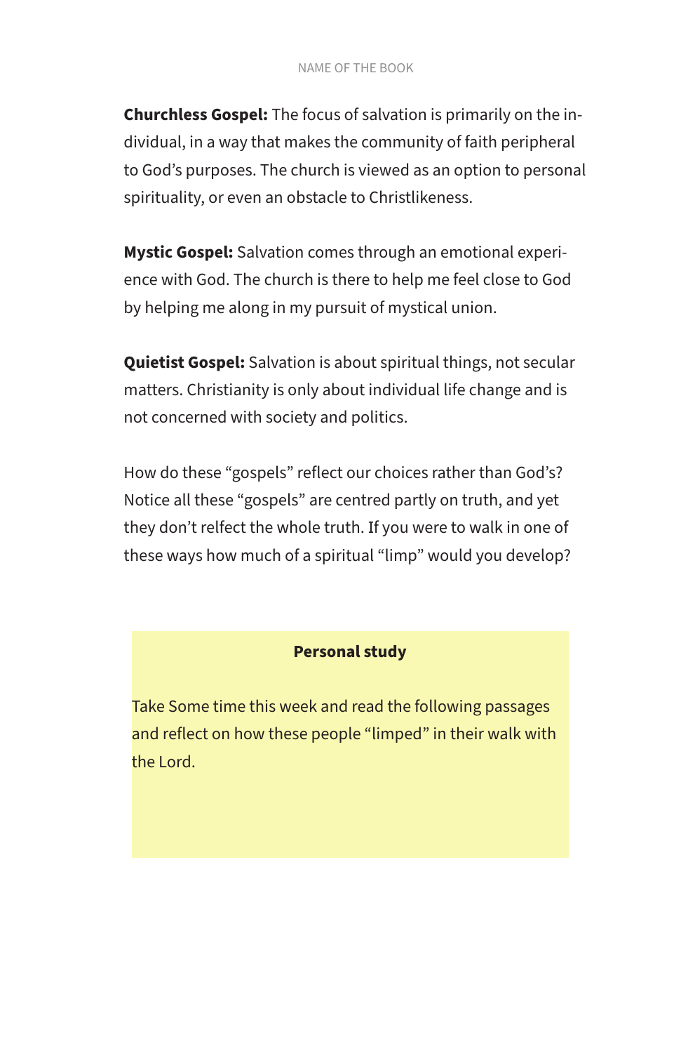**Churchless Gospel:** The focus of salvation is primarily on the individual, in a way that makes the community of faith peripheral to God's purposes. The church is viewed as an option to personal spirituality, or even an obstacle to Christlikeness.

**Mystic Gospel:** Salvation comes through an emotional experience with God. The church is there to help me feel close to God by helping me along in my pursuit of mystical union.

**Quietist Gospel:** Salvation is about spiritual things, not secular matters. Christianity is only about individual life change and is not concerned with society and politics.

How do these "gospels" reflect our choices rather than God's? Notice all these "gospels" are centred partly on truth, and yet they don't relfect the whole truth. If you were to walk in one of these ways how much of a spiritual "limp" would you develop?

**Personal study**

Take Some time this week and read the following passages and reflect on how these people "limped" in their walk with the Lord.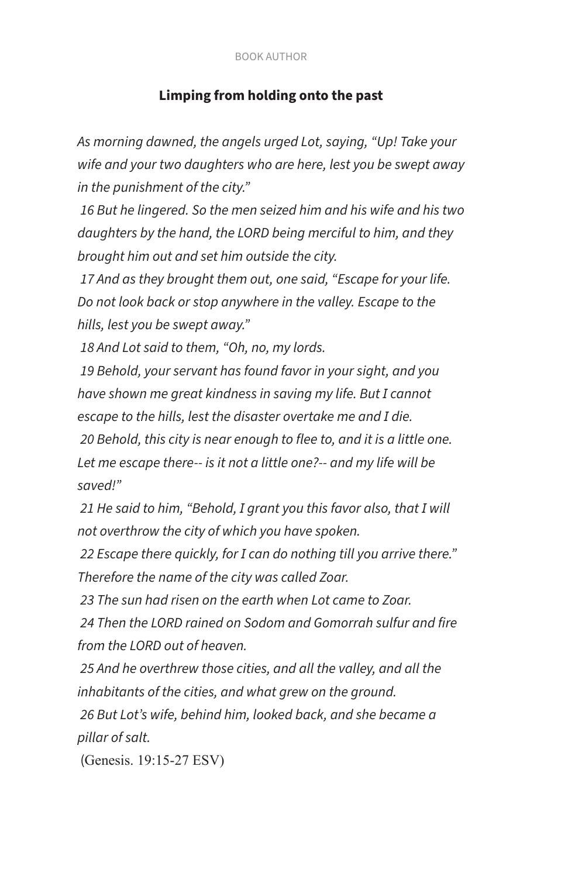## Limping from holding onto the past

*As morning dawned, the angels urged Lot, saying, "Up! Take your wife and your two daughters who are here, lest you be swept away in the punishment of the city."*

*16 But he lingered. So the men seized him and his wife and his two daughters by the hand, the LORD being merciful to him, and they brought him out and set him outside the city.*

*17 And as they brought them out, one said, "Escape for your life. Do not look back or stop anywhere in the valley. Escape to the hills, lest you be swept away."*

*18 And Lot said to them, "Oh, no, my lords.*

*19 Behold, your servant has found favor in your sight, and you have shown me great kindness in saving my life. But I cannot escape to the hills, lest the disaster overtake me and I die.*

*20 Behold, this city is near enough to flee to, and it is a little one. Let me escape there-- is it not a little one?-- and my life will be saved!"*

*21 He said to him, "Behold, I grant you this favor also, that I will not overthrow the city of which you have spoken.*

*22 Escape there quickly, for I can do nothing till you arrive there." Therefore the name of the city was called Zoar.*

*23 The sun had risen on the earth when Lot came to Zoar.*

*24 Then the LORD rained on Sodom and Gomorrah sulfur and fire from the LORD out of heaven.*

*25 And he overthrew those cities, and all the valley, and all the inhabitants of the cities, and what grew on the ground.*

*26 But Lot's wife, behind him, looked back, and she became a pillar of salt.*

(Genesis. 19:15-27 ESV)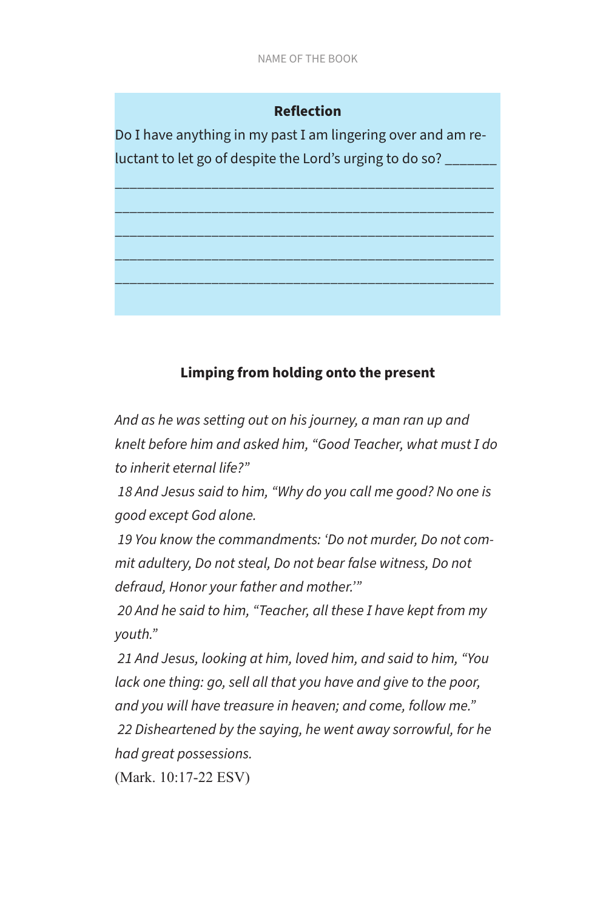**Reflection**

Do I have anything in my past I am lingering over and am reluctant to let go of despite the Lord's urging to do so? _______

__________________________________________________

__________________________________________________

__________________________________________________

__________________________________________________

__________________________________________________

### Limping from holding onto the present

*And as he was setting out on his journey, a man ran up and knelt before him and asked him, "Good Teacher, what must I do to inherit eternal life?"*
*18 And Jesus said to him, "Why do you call me good? No one is good except God alone.*
*19 You know the commandments: 'Do not murder, Do not commit adultery, Do not steal, Do not bear false witness, Do not defraud, Honor your father and mother.'"*
*20 And he said to him, "Teacher, all these I have kept from my youth."*
*21 And Jesus, looking at him, loved him, and said to him, "You lack one thing: go, sell all that you have and give to the poor, and you will have treasure in heaven; and come, follow me."*
*22 Disheartened by the saying, he went away sorrowful, for he had great possessions.*
(Mark. 10:17-22 ESV)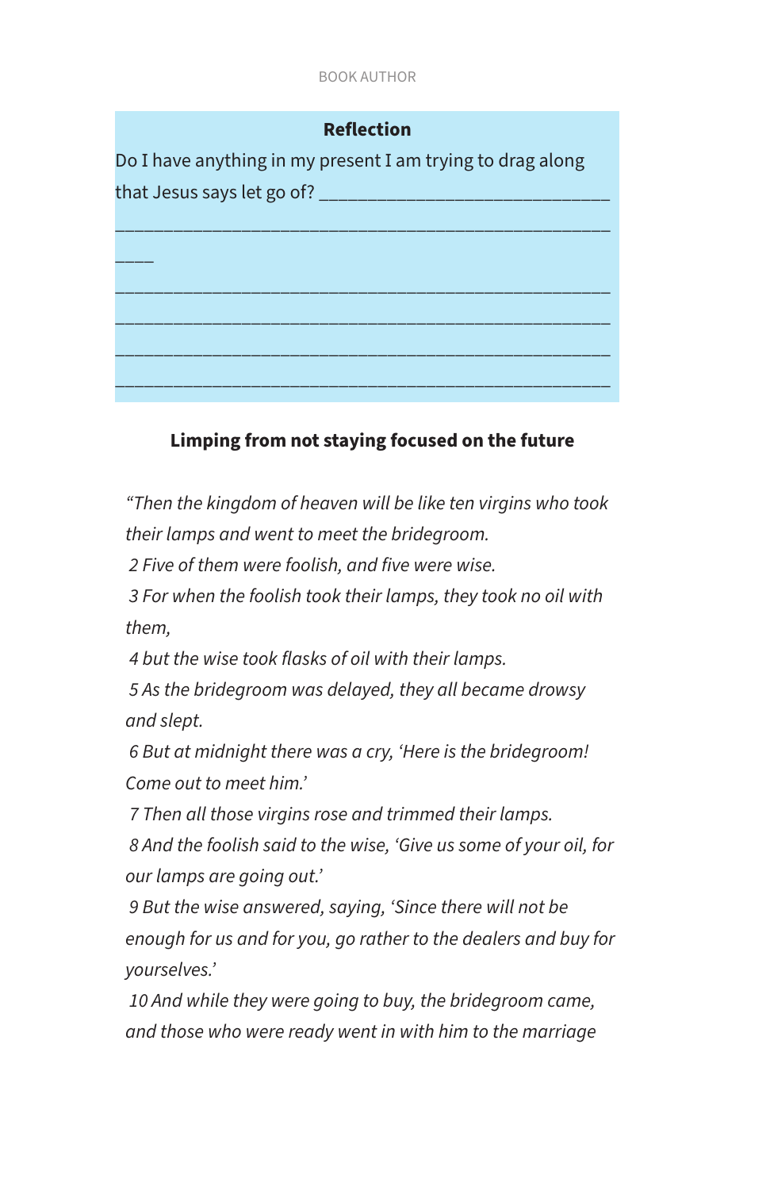**Reflection**

Do I have anything in my present I am trying to drag along that Jesus says let go of? ______________________________

____________________________________________________
____

____________________________________________________

____________________________________________________

____________________________________________________

____________________________________________________

**Limping from not staying focused on the future**

*"Then the kingdom of heaven will be like ten virgins who took their lamps and went to meet the bridegroom.*
*2 Five of them were foolish, and five were wise.*
*3 For when the foolish took their lamps, they took no oil with them,*
*4 but the wise took flasks of oil with their lamps.*
*5 As the bridegroom was delayed, they all became drowsy and slept.*
*6 But at midnight there was a cry, 'Here is the bridegroom! Come out to meet him.'*
*7 Then all those virgins rose and trimmed their lamps.*
*8 And the foolish said to the wise, 'Give us some of your oil, for our lamps are going out.'*
*9 But the wise answered, saying, 'Since there will not be enough for us and for you, go rather to the dealers and buy for yourselves.'*
*10 And while they were going to buy, the bridegroom came, and those who were ready went in with him to the marriage*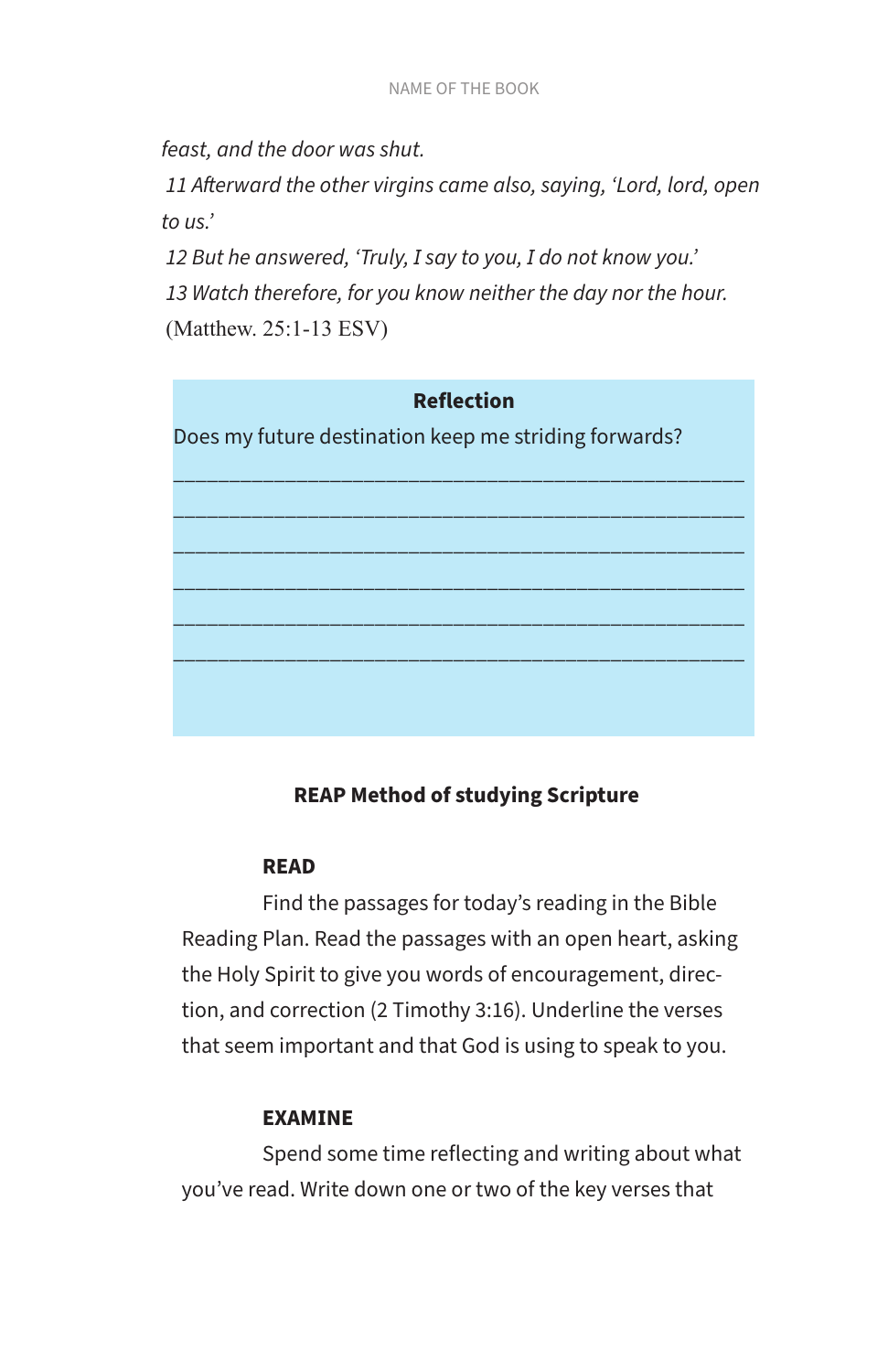*feast, and the door was shut.*

*11 Afterward the other virgins came also, saying, 'Lord, lord, open to us.'*

*12 But he answered, 'Truly, I say to you, I do not know you.'*

*13 Watch therefore, for you know neither the day nor the hour.*

(Matthew. 25:1-13 ESV)

**Reflection**

Does my future destination keep me striding forwards?

\_\_\_\_\_\_\_\_\_\_\_\_\_\_\_\_\_\_\_\_\_\_\_\_\_\_\_\_\_\_\_\_\_\_\_\_\_\_\_\_\_\_\_\_\_\_\_\_\_\_

\_\_\_\_\_\_\_\_\_\_\_\_\_\_\_\_\_\_\_\_\_\_\_\_\_\_\_\_\_\_\_\_\_\_\_\_\_\_\_\_\_\_\_\_\_\_\_\_\_\_

\_\_\_\_\_\_\_\_\_\_\_\_\_\_\_\_\_\_\_\_\_\_\_\_\_\_\_\_\_\_\_\_\_\_\_\_\_\_\_\_\_\_\_\_\_\_\_\_\_\_

\_\_\_\_\_\_\_\_\_\_\_\_\_\_\_\_\_\_\_\_\_\_\_\_\_\_\_\_\_\_\_\_\_\_\_\_\_\_\_\_\_\_\_\_\_\_\_\_\_\_

\_\_\_\_\_\_\_\_\_\_\_\_\_\_\_\_\_\_\_\_\_\_\_\_\_\_\_\_\_\_\_\_\_\_\_\_\_\_\_\_\_\_\_\_\_\_\_\_\_\_

\_\_\_\_\_\_\_\_\_\_\_\_\_\_\_\_\_\_\_\_\_\_\_\_\_\_\_\_\_\_\_\_\_\_\_\_\_\_\_\_\_\_\_\_\_\_\_\_\_\_

## REAP Method of studying Scripture

### READ

Find the passages for today's reading in the Bible Reading Plan. Read the passages with an open heart, asking the Holy Spirit to give you words of encouragement, direction, and correction (2 Timothy 3:16). Underline the verses that seem important and that God is using to speak to you.

### EXAMINE

Spend some time reflecting and writing about what you've read. Write down one or two of the key verses that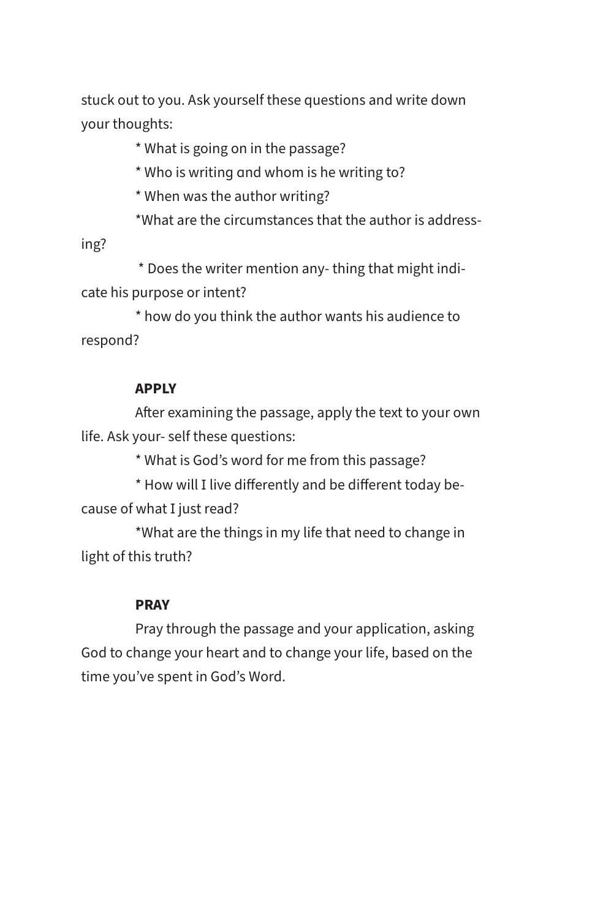stuck out to you. Ask yourself these questions and write down your thoughts:

* What is going on in the passage?
* Who is writing and whom is he writing to?
* When was the author writing?
* What are the circumstances that the author is addressing?
* Does the writer mention any- thing that might indicate his purpose or intent?
* how do you think the author wants his audience to respond?

**APPLY**

After examining the passage, apply the text to your own life. Ask your- self these questions:

* What is God's word for me from this passage?
* How will I live differently and be different today because of what I just read?
* What are the things in my life that need to change in light of this truth?

**PRAY**

Pray through the passage and your application, asking God to change your heart and to change your life, based on the time you've spent in God's Word.